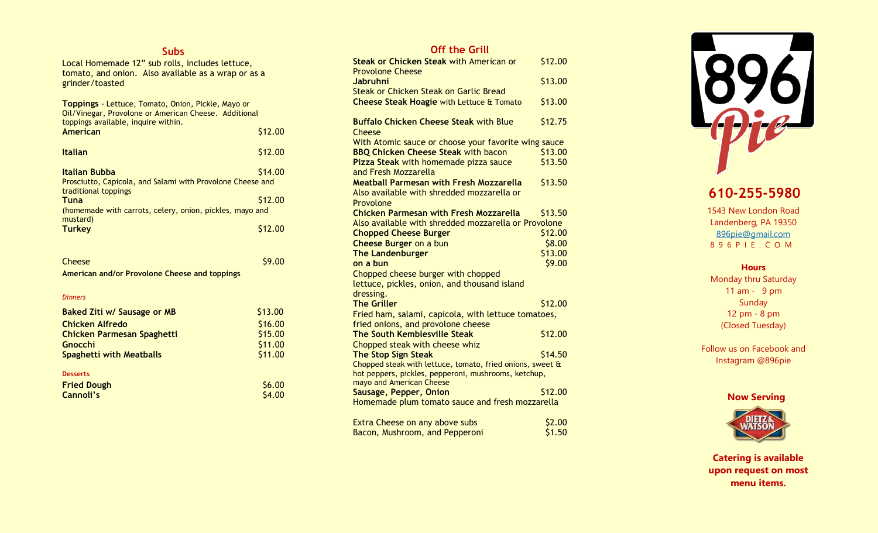## Subs

Local Homemade 12" sub rolls, includes lettuce, tomato, and onion. Also available as a wrap or as a grinder/toasted

**Toppings** - Lettuce, Tomato, Onion, Pickle, Mayo or Oil/Vinegar, Provolone or American Cheese. Additional toppings available, inquire within.

| Item | Price |
|---|---|
| **American** | $12.00 |
| **Italian** | $12.00 |
| **Italian Bubba** | $14.00 |

Prosciutto, Capicola, and Salami with Provolone Cheese and traditional toppings

| Item | Price |
|---|---|
| **Tuna** | $12.00 |

(homemade with carrots, celery, onion, pickles, mayo and mustard)

| Item | Price |
|---|---|
| **Turkey** | $12.00 |
| Cheese | $9.00 |

**American and/or Provolone Cheese and toppings**

### *Dinners*

| Item | Price |
|---|---|
| **Baked Ziti w/ Sausage or MB** | $13.00 |
| **Chicken Alfredo** | $16.00 |
| **Chicken Parmesan Spaghetti** | $15.00 |
| **Gnocchi** | $11.00 |
| **Spaghetti with Meatballs** | $11.00 |

### Desserts

| Item | Price |
|---|---|
| **Fried Dough** | $6.00 |
| **Cannoli's** | $4.00 |

## Off the Grill

**Steak or Chicken Steak** with American or Provolone Cheese — $12.00

**Jabruhni** — $13.00
Steak or Chicken Steak on Garlic Bread

**Cheese Steak Hoagie** with Lettuce & Tomato — $13.00

**Buffalo Chicken Cheese Steak** with Blue Cheese — $12.75
With Atomic sauce or choose your favorite wing sauce

**BBQ Chicken Cheese Steak** with bacon — $13.00

**Pizza Steak** with homemade pizza sauce and Fresh Mozzarella — $13.50

**Meatball Parmesan with Fresh Mozzarella** — $13.50
Also available with shredded mozzarella or Provolone

**Chicken Parmesan with Fresh Mozzarella** — $13.50
Also available with shredded mozzarella or Provolone

**Chopped Cheese Burger** — $12.00

**Cheese Burger** on a bun — $8.00

**The Landenburger** — $13.00
**on a bun** — $9.00
Chopped cheese burger with chopped lettuce, pickles, onion, and thousand island dressing.

**The Griller** — $12.00
Fried ham, salami, capicola, with lettuce tomatoes, fried onions, and provolone cheese

**The South Kemblesville Steak** — $12.00
Chopped steak with cheese whiz

**The Stop Sign Steak** — $14.50
Chopped steak with lettuce, tomato, fried onions, sweet & hot peppers, pickles, pepperoni, mushrooms, ketchup, mayo and American Cheese

**Sausage, Pepper, Onion** — $12.00
Homemade plum tomato sauce and fresh mozzarella

Extra Cheese on any above subs — $2.00
Bacon, Mushroom, and Pepperoni — $1.50

# 896 Pie

## 610-255-5980

1543 New London Road
Landenberg, PA 19350
896pie@gmail.com
8 9 6 P I E . C O M

**Hours**
Monday thru Saturday
11 am - 9 pm
Sunday
12 pm - 8 pm
(Closed Tuesday)

Follow us on Facebook and Instagram @896pie

**Now Serving**
DIETZ & WATSON

**Catering is available upon request on most menu items.**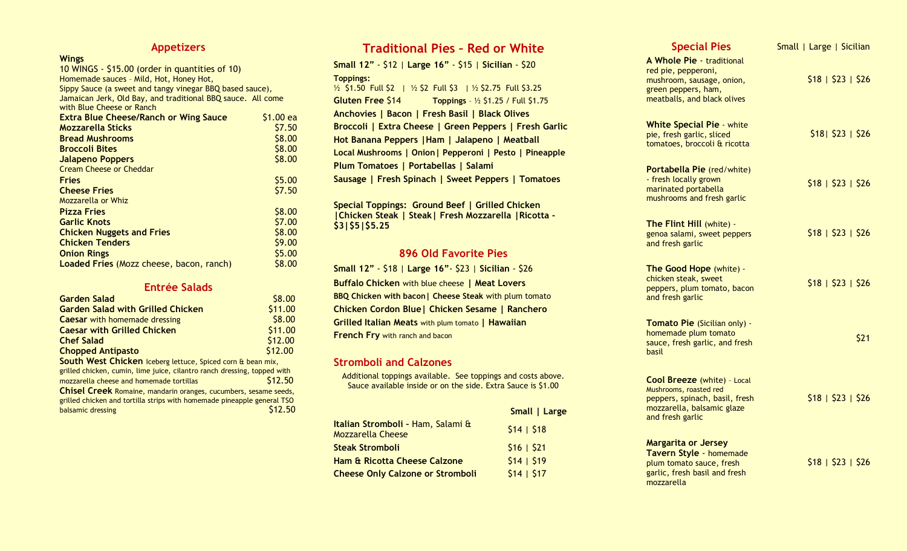## Appetizers

**Wings**
10 WINGS - $15.00 (order in quantities of 10)
Homemade sauces – Mild, Hot, Honey Hot,
Sippy Sauce (a sweet and tangy vinegar BBQ based sauce),
Jamaican Jerk, Old Bay, and traditional BBQ sauce. All come with Blue Cheese or Ranch

| | |
|---|---|
| **Extra Blue Cheese/Ranch or Wing Sauce** | $1.00 ea |
| **Mozzarella Sticks** | $7.50 |
| **Bread Mushrooms** | $8.00 |
| **Broccoli Bites** | $8.00 |
| **Jalapeno Poppers** Cream Cheese or Cheddar | $8.00 |
| **Fries** | $5.00 |
| **Cheese Fries** Mozzarella or Whiz | $7.50 |
| **Pizza Fries** | $8.00 |
| **Garlic Knots** | $7.00 |
| **Chicken Nuggets and Fries** | $8.00 |
| **Chicken Tenders** | $9.00 |
| **Onion Rings** | $5.00 |
| **Loaded Fries** (Mozz cheese, bacon, ranch) | $8.00 |

## Entrée Salads

| | |
|---|---|
| **Garden Salad** | $8.00 |
| **Garden Salad with Grilled Chicken** | $11.00 |
| **Caesar** with homemade dressing | $8.00 |
| **Caesar with Grilled Chicken** | $11.00 |
| **Chef Salad** | $12.00 |
| **Chopped Antipasto** | $12.00 |
| **South West Chicken** Iceberg lettuce, Spiced corn & bean mix, grilled chicken, cumin, lime juice, cilantro ranch dressing, topped with mozzarella cheese and homemade tortillas | $12.50 |
| **Chisel Creek** Romaine, mandarin oranges, cucumbers, sesame seeds, grilled chicken and tortilla strips with homemade pineapple general TSO balsamic dressing | $12.50 |

## Traditional Pies – Red or White

**Small 12"** - $12 | **Large 16"** - $15 | **Sicilian** - $20

**Toppings:**
½ $1.50 Full $2 | ½ $2 Full $3 | ½ $2.75 Full $3.25

**Gluten Free** $14 **Toppings** - ½ $1.25 / Full $1.75

**Anchovies | Bacon | Fresh Basil | Black Olives**
**Broccoli | Extra Cheese | Green Peppers | Fresh Garlic**
**Hot Banana Peppers | Ham | Jalapeno | Meatball**
**Local Mushrooms | Onion | Pepperoni | Pesto | Pineapple**
**Plum Tomatoes | Portabellas | Salami**
**Sausage | Fresh Spinach | Sweet Peppers | Tomatoes**

**Special Toppings: Ground Beef | Grilled Chicken |Chicken Steak | Steak| Fresh Mozzarella |Ricotta - $3|$5|$5.25**

## 896 Old Favorite Pies

**Small 12"** - $18 | **Large 16"**- $23 | **Sicilian** - $26

**Buffalo Chicken** with blue cheese | **Meat Lovers**
**BBQ Chicken with bacon| Cheese Steak** with plum tomato
**Chicken Cordon Blue| Chicken Sesame | Ranchero**
**Grilled Italian Meats** with plum tomato | **Hawaiian**
**French Fry** with ranch and bacon

## Stromboli and Calzones

Additional toppings available. See toppings and costs above. Sauce available inside or on the side. Extra Sauce is $1.00

| | Small \| Large |
|---|---|
| **Italian Stromboli** – Ham, Salami & Mozzarella Cheese | $14 \| $18 |
| **Steak Stromboli** | $16 \| $21 |
| **Ham & Ricotta Cheese Calzone** | $14 \| $19 |
| **Cheese Only Calzone or Stromboli** | $14 \| $17 |

## Special Pies

| | Small \| Large \| Sicilian |
|---|---|
| **A Whole Pie** - traditional red pie, pepperoni, mushroom, sausage, onion, green peppers, ham, meatballs, and black olives | $18 \| $23 \| $26 |
| **White Special Pie** - white pie, fresh garlic, sliced tomatoes, broccoli & ricotta | $18\| $23 \| $26 |
| **Portabella Pie** (red/white) - fresh locally grown marinated portabella mushrooms and fresh garlic | $18 \| $23 \| $26 |
| **The Flint Hill** (white) - genoa salami, sweet peppers and fresh garlic | $18 \| $23 \| $26 |
| **The Good Hope** (white) - chicken steak, sweet peppers, plum tomato, bacon and fresh garlic | $18 \| $23 \| $26 |
| **Tomato Pie** (Sicilian only) - homemade plum tomato sauce, fresh garlic, and fresh basil | $21 |
| **Cool Breeze** (white) – Local Mushrooms, roasted red peppers, spinach, basil, fresh mozzarella, balsamic glaze and fresh garlic | $18 \| $23 \| $26 |
| **Margarita or Jersey Tavern Style** - homemade plum tomato sauce, fresh garlic, fresh basil and fresh mozzarella | $18 \| $23 \| $26 |